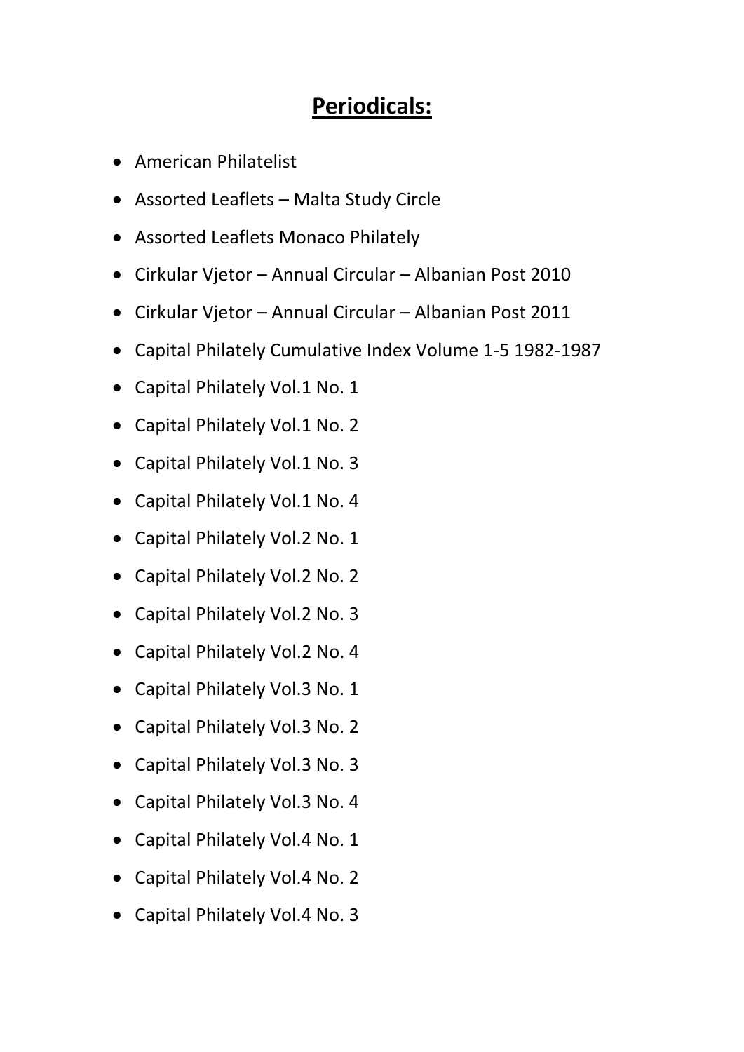## Periodicals:

- American Philatelist
- Assorted Leaflets – Malta Study Circle
- Assorted Leaflets Monaco Philately
- Cirkular Vjetor – Annual Circular – Albanian Post 2010
- Cirkular Vjetor – Annual Circular – Albanian Post 2011
- Capital Philately Cumulative Index Volume 1-5 1982-1987
- Capital Philately Vol.1 No. 1
- Capital Philately Vol.1 No. 2
- Capital Philately Vol.1 No. 3
- Capital Philately Vol.1 No. 4
- Capital Philately Vol.2 No. 1
- Capital Philately Vol.2 No. 2
- Capital Philately Vol.2 No. 3
- Capital Philately Vol.2 No. 4
- Capital Philately Vol.3 No. 1
- Capital Philately Vol.3 No. 2
- Capital Philately Vol.3 No. 3
- Capital Philately Vol.3 No. 4
- Capital Philately Vol.4 No. 1
- Capital Philately Vol.4 No. 2
- Capital Philately Vol.4 No. 3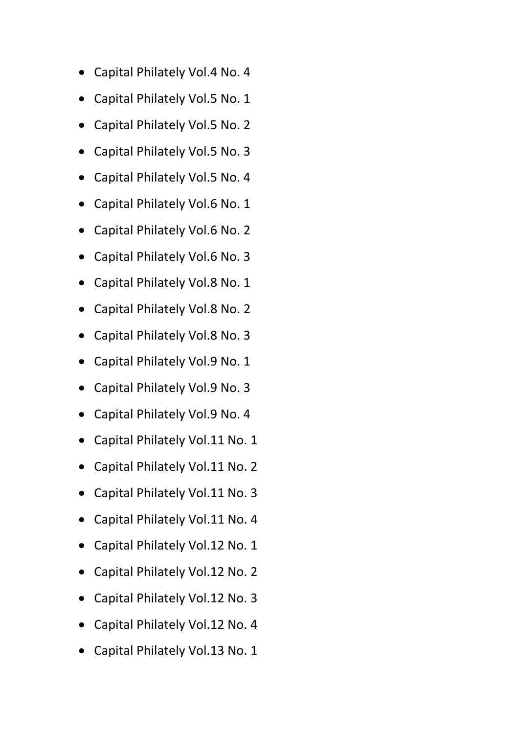- Capital Philately Vol.4 No. 4
- Capital Philately Vol.5 No. 1
- Capital Philately Vol.5 No. 2
- Capital Philately Vol.5 No. 3
- Capital Philately Vol.5 No. 4
- Capital Philately Vol.6 No. 1
- Capital Philately Vol.6 No. 2
- Capital Philately Vol.6 No. 3
- Capital Philately Vol.8 No. 1
- Capital Philately Vol.8 No. 2
- Capital Philately Vol.8 No. 3
- Capital Philately Vol.9 No. 1
- Capital Philately Vol.9 No. 3
- Capital Philately Vol.9 No. 4
- Capital Philately Vol.11 No. 1
- Capital Philately Vol.11 No. 2
- Capital Philately Vol.11 No. 3
- Capital Philately Vol.11 No. 4
- Capital Philately Vol.12 No. 1
- Capital Philately Vol.12 No. 2
- Capital Philately Vol.12 No. 3
- Capital Philately Vol.12 No. 4
- Capital Philately Vol.13 No. 1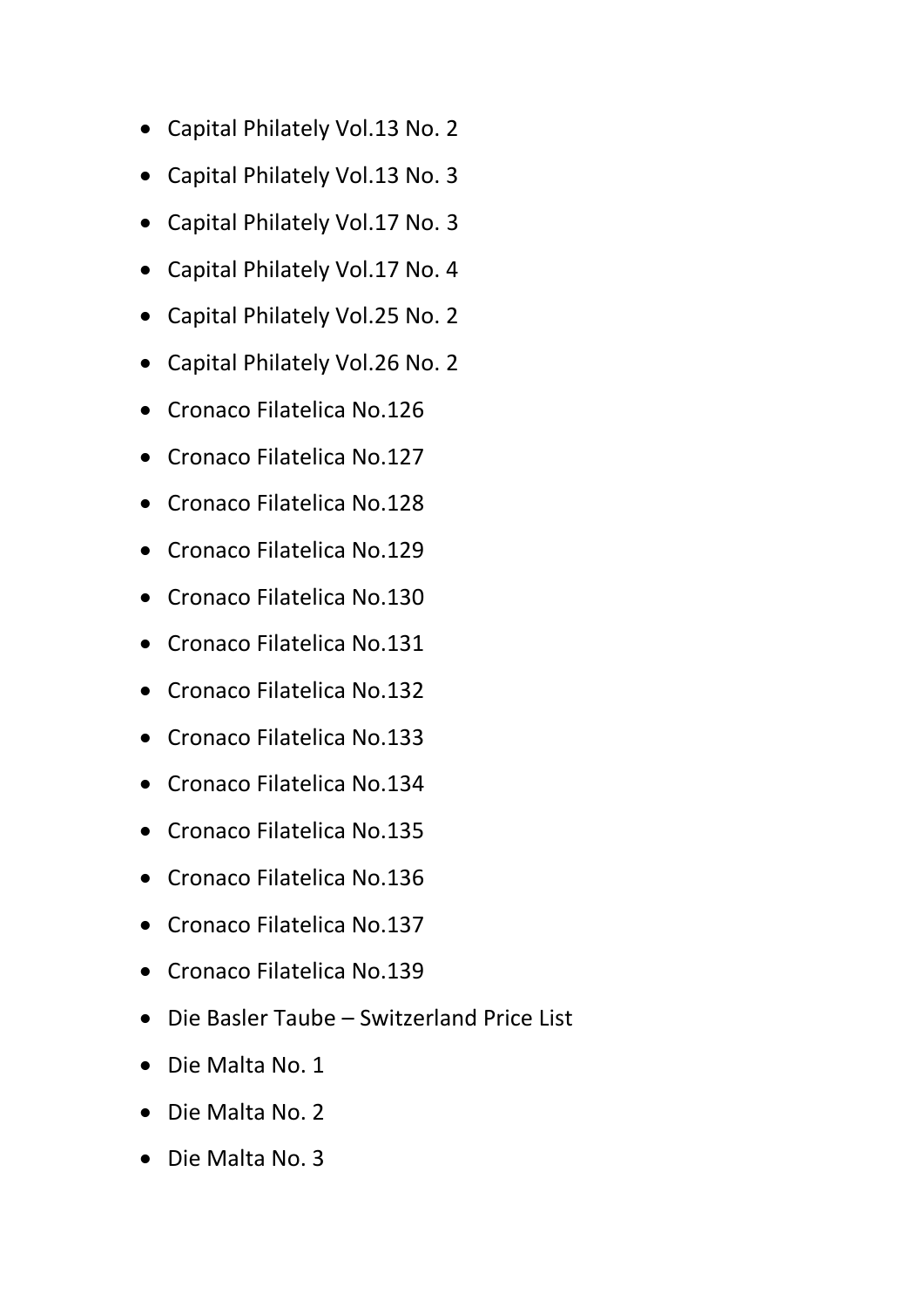- Capital Philately Vol.13 No. 2
- Capital Philately Vol.13 No. 3
- Capital Philately Vol.17 No. 3
- Capital Philately Vol.17 No. 4
- Capital Philately Vol.25 No. 2
- Capital Philately Vol.26 No. 2
- Cronaco Filatelica No.126
- Cronaco Filatelica No.127
- Cronaco Filatelica No.128
- Cronaco Filatelica No.129
- Cronaco Filatelica No.130
- Cronaco Filatelica No.131
- Cronaco Filatelica No.132
- Cronaco Filatelica No.133
- Cronaco Filatelica No.134
- Cronaco Filatelica No.135
- Cronaco Filatelica No.136
- Cronaco Filatelica No.137
- Cronaco Filatelica No.139
- Die Basler Taube – Switzerland Price List
- Die Malta No. 1
- Die Malta No. 2
- Die Malta No. 3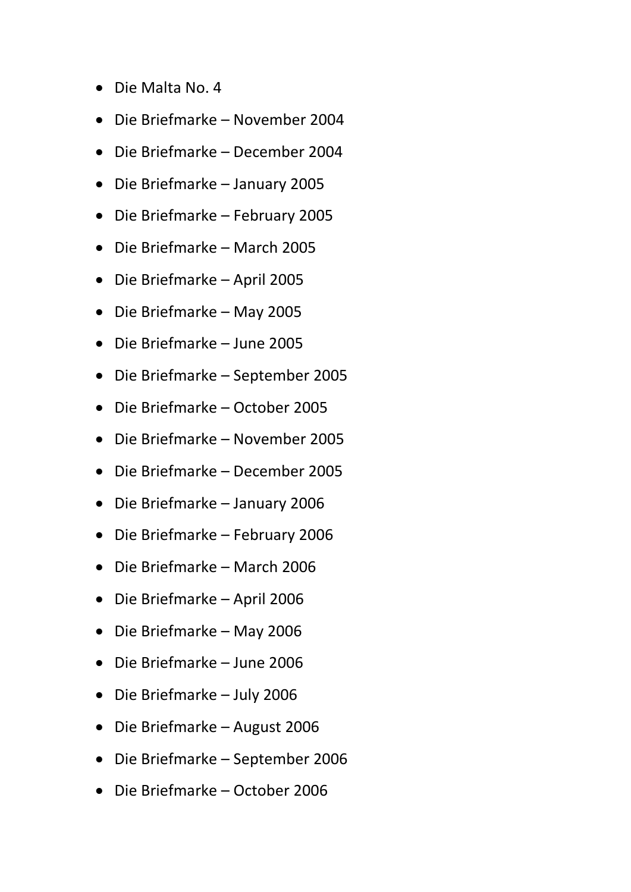- Die Malta No. 4
- Die Briefmarke – November 2004
- Die Briefmarke – December 2004
- Die Briefmarke – January 2005
- Die Briefmarke – February 2005
- Die Briefmarke – March 2005
- Die Briefmarke – April 2005
- Die Briefmarke – May 2005
- Die Briefmarke – June 2005
- Die Briefmarke – September 2005
- Die Briefmarke – October 2005
- Die Briefmarke – November 2005
- Die Briefmarke – December 2005
- Die Briefmarke – January 2006
- Die Briefmarke – February 2006
- Die Briefmarke – March 2006
- Die Briefmarke – April 2006
- Die Briefmarke – May 2006
- Die Briefmarke – June 2006
- Die Briefmarke – July 2006
- Die Briefmarke – August 2006
- Die Briefmarke – September 2006
- Die Briefmarke – October 2006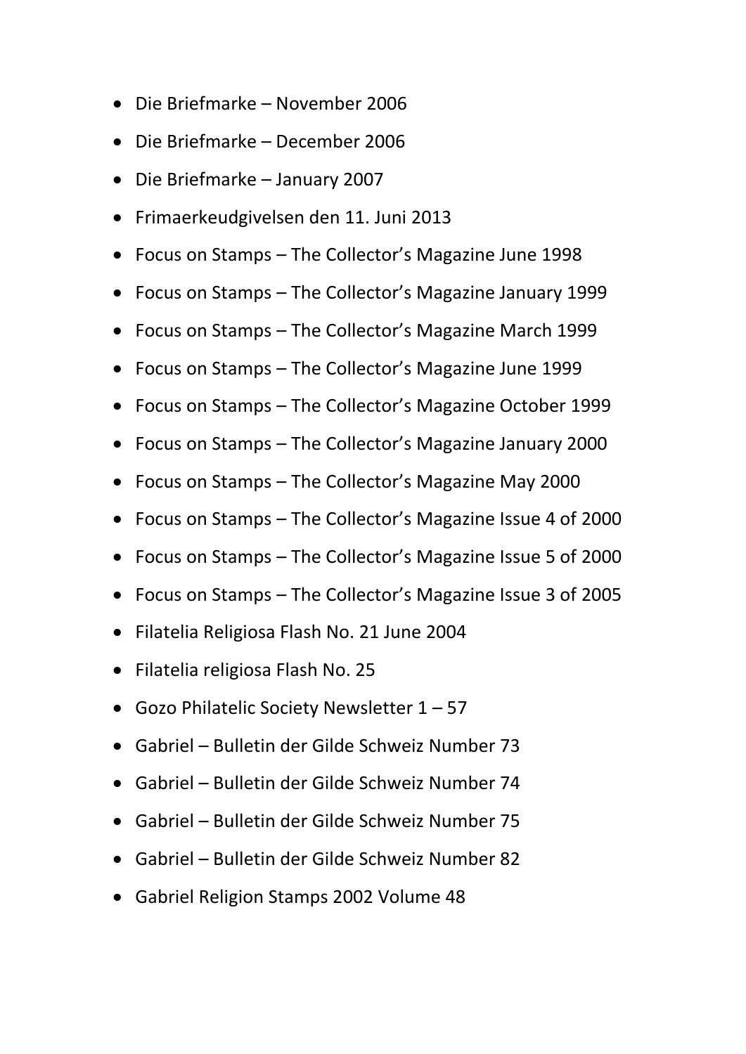- Die Briefmarke – November 2006
- Die Briefmarke – December 2006
- Die Briefmarke – January 2007
- Frimaerkeudgivelsen den 11. Juni 2013
- Focus on Stamps – The Collector's Magazine June 1998
- Focus on Stamps – The Collector's Magazine January 1999
- Focus on Stamps – The Collector's Magazine March 1999
- Focus on Stamps – The Collector's Magazine June 1999
- Focus on Stamps – The Collector's Magazine October 1999
- Focus on Stamps – The Collector's Magazine January 2000
- Focus on Stamps – The Collector's Magazine May 2000
- Focus on Stamps – The Collector's Magazine Issue 4 of 2000
- Focus on Stamps – The Collector's Magazine Issue 5 of 2000
- Focus on Stamps – The Collector's Magazine Issue 3 of 2005
- Filatelia Religiosa Flash No. 21 June 2004
- Filatelia religiosa Flash No. 25
- Gozo Philatelic Society Newsletter 1 – 57
- Gabriel – Bulletin der Gilde Schweiz Number 73
- Gabriel – Bulletin der Gilde Schweiz Number 74
- Gabriel – Bulletin der Gilde Schweiz Number 75
- Gabriel – Bulletin der Gilde Schweiz Number 82
- Gabriel Religion Stamps 2002 Volume 48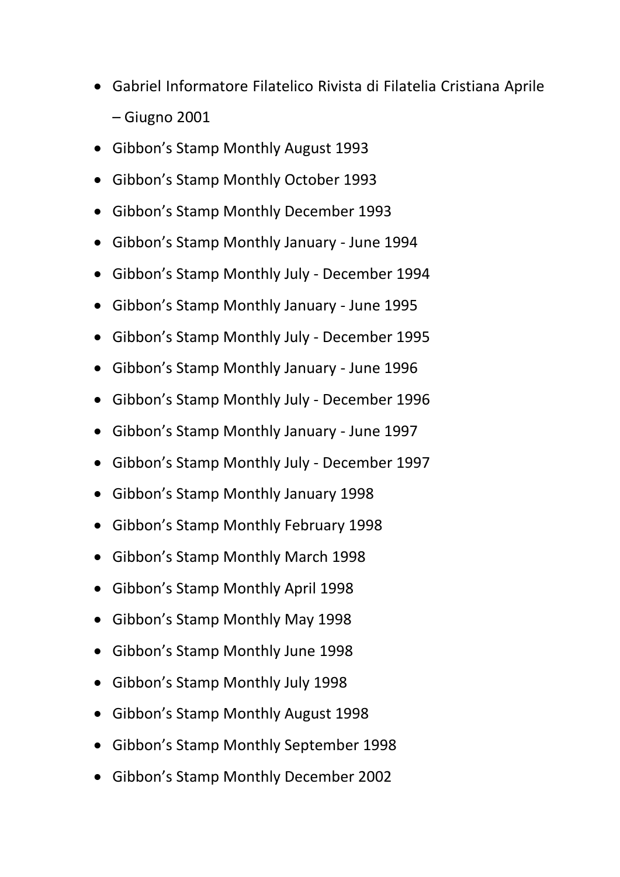- Gabriel Informatore Filatelico Rivista di Filatelia Cristiana Aprile – Giugno 2001
- Gibbon's Stamp Monthly August 1993
- Gibbon's Stamp Monthly October 1993
- Gibbon's Stamp Monthly December 1993
- Gibbon's Stamp Monthly January - June 1994
- Gibbon's Stamp Monthly July - December 1994
- Gibbon's Stamp Monthly January - June 1995
- Gibbon's Stamp Monthly July - December 1995
- Gibbon's Stamp Monthly January - June 1996
- Gibbon's Stamp Monthly July - December 1996
- Gibbon's Stamp Monthly January - June 1997
- Gibbon's Stamp Monthly July - December 1997
- Gibbon's Stamp Monthly January 1998
- Gibbon's Stamp Monthly February 1998
- Gibbon's Stamp Monthly March 1998
- Gibbon's Stamp Monthly April 1998
- Gibbon's Stamp Monthly May 1998
- Gibbon's Stamp Monthly June 1998
- Gibbon's Stamp Monthly July 1998
- Gibbon's Stamp Monthly August 1998
- Gibbon's Stamp Monthly September 1998
- Gibbon's Stamp Monthly December 2002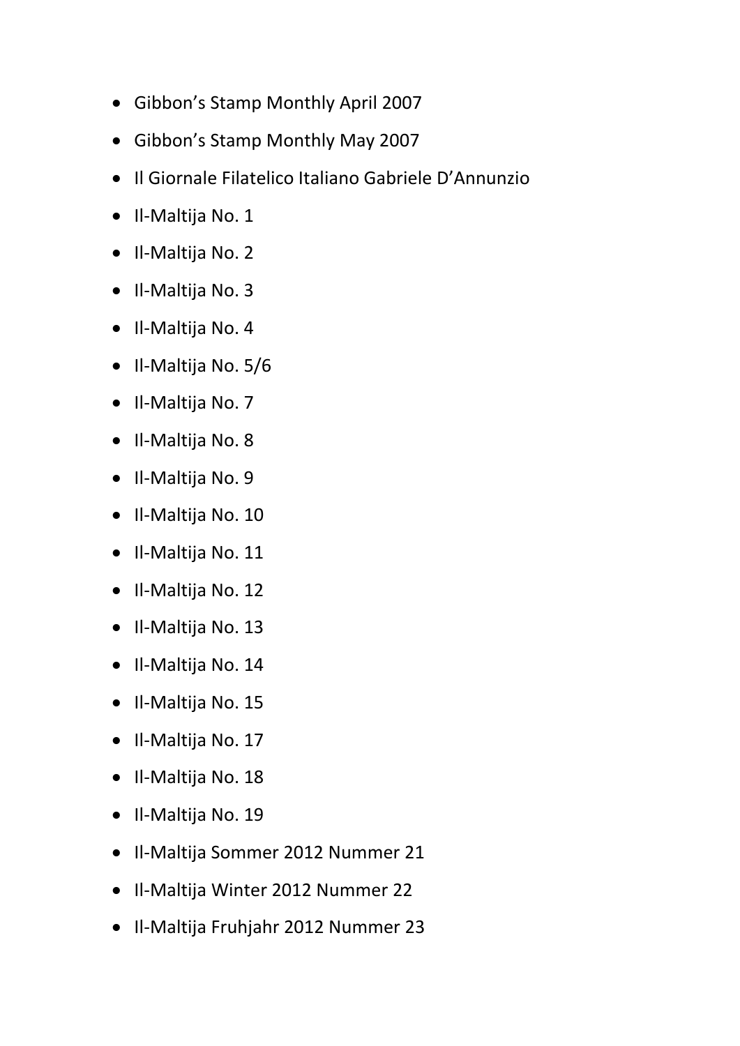- Gibbon’s Stamp Monthly April 2007
- Gibbon’s Stamp Monthly May 2007
- Il Giornale Filatelico Italiano Gabriele D’Annunzio
- Il-Maltija No. 1
- Il-Maltija No. 2
- Il-Maltija No. 3
- Il-Maltija No. 4
- Il-Maltija No. 5/6
- Il-Maltija No. 7
- Il-Maltija No. 8
- Il-Maltija No. 9
- Il-Maltija No. 10
- Il-Maltija No. 11
- Il-Maltija No. 12
- Il-Maltija No. 13
- Il-Maltija No. 14
- Il-Maltija No. 15
- Il-Maltija No. 17
- Il-Maltija No. 18
- Il-Maltija No. 19
- Il-Maltija Sommer 2012 Nummer 21
- Il-Maltija Winter 2012 Nummer 22
- Il-Maltija Fruhjahr 2012 Nummer 23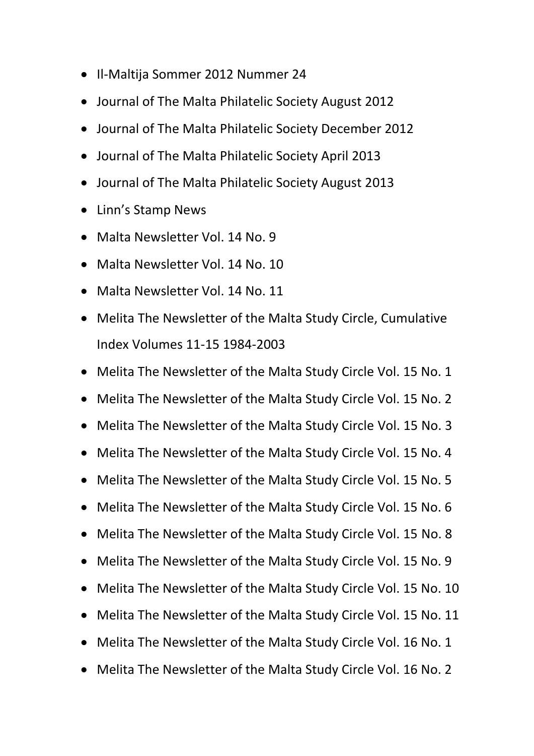- Il-Maltija Sommer 2012 Nummer 24
- Journal of The Malta Philatelic Society August 2012
- Journal of The Malta Philatelic Society December 2012
- Journal of The Malta Philatelic Society April 2013
- Journal of The Malta Philatelic Society August 2013
- Linn's Stamp News
- Malta Newsletter Vol. 14 No. 9
- Malta Newsletter Vol. 14 No. 10
- Malta Newsletter Vol. 14 No. 11
- Melita The Newsletter of the Malta Study Circle, Cumulative Index Volumes 11-15 1984-2003
- Melita The Newsletter of the Malta Study Circle Vol. 15 No. 1
- Melita The Newsletter of the Malta Study Circle Vol. 15 No. 2
- Melita The Newsletter of the Malta Study Circle Vol. 15 No. 3
- Melita The Newsletter of the Malta Study Circle Vol. 15 No. 4
- Melita The Newsletter of the Malta Study Circle Vol. 15 No. 5
- Melita The Newsletter of the Malta Study Circle Vol. 15 No. 6
- Melita The Newsletter of the Malta Study Circle Vol. 15 No. 8
- Melita The Newsletter of the Malta Study Circle Vol. 15 No. 9
- Melita The Newsletter of the Malta Study Circle Vol. 15 No. 10
- Melita The Newsletter of the Malta Study Circle Vol. 15 No. 11
- Melita The Newsletter of the Malta Study Circle Vol. 16 No. 1
- Melita The Newsletter of the Malta Study Circle Vol. 16 No. 2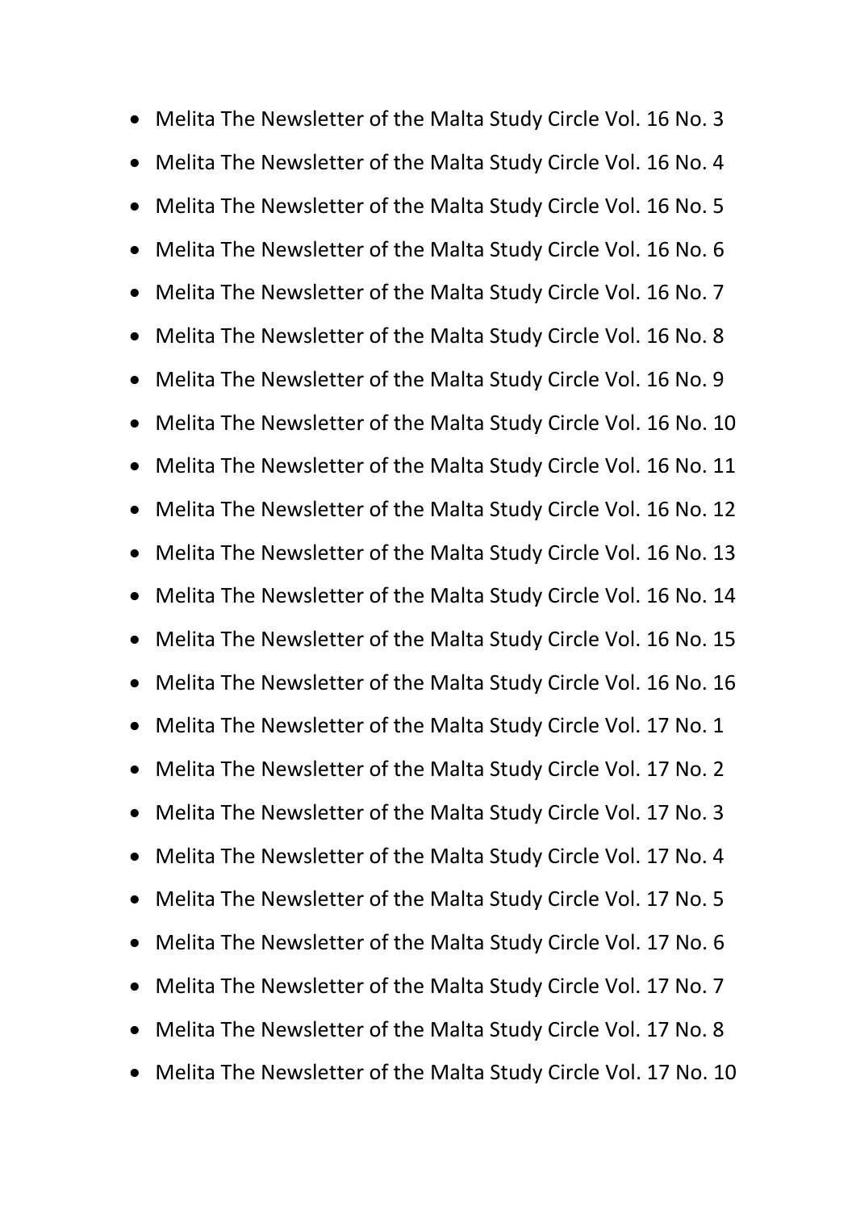- Melita The Newsletter of the Malta Study Circle Vol. 16 No. 3
- Melita The Newsletter of the Malta Study Circle Vol. 16 No. 4
- Melita The Newsletter of the Malta Study Circle Vol. 16 No. 5
- Melita The Newsletter of the Malta Study Circle Vol. 16 No. 6
- Melita The Newsletter of the Malta Study Circle Vol. 16 No. 7
- Melita The Newsletter of the Malta Study Circle Vol. 16 No. 8
- Melita The Newsletter of the Malta Study Circle Vol. 16 No. 9
- Melita The Newsletter of the Malta Study Circle Vol. 16 No. 10
- Melita The Newsletter of the Malta Study Circle Vol. 16 No. 11
- Melita The Newsletter of the Malta Study Circle Vol. 16 No. 12
- Melita The Newsletter of the Malta Study Circle Vol. 16 No. 13
- Melita The Newsletter of the Malta Study Circle Vol. 16 No. 14
- Melita The Newsletter of the Malta Study Circle Vol. 16 No. 15
- Melita The Newsletter of the Malta Study Circle Vol. 16 No. 16
- Melita The Newsletter of the Malta Study Circle Vol. 17 No. 1
- Melita The Newsletter of the Malta Study Circle Vol. 17 No. 2
- Melita The Newsletter of the Malta Study Circle Vol. 17 No. 3
- Melita The Newsletter of the Malta Study Circle Vol. 17 No. 4
- Melita The Newsletter of the Malta Study Circle Vol. 17 No. 5
- Melita The Newsletter of the Malta Study Circle Vol. 17 No. 6
- Melita The Newsletter of the Malta Study Circle Vol. 17 No. 7
- Melita The Newsletter of the Malta Study Circle Vol. 17 No. 8
- Melita The Newsletter of the Malta Study Circle Vol. 17 No. 10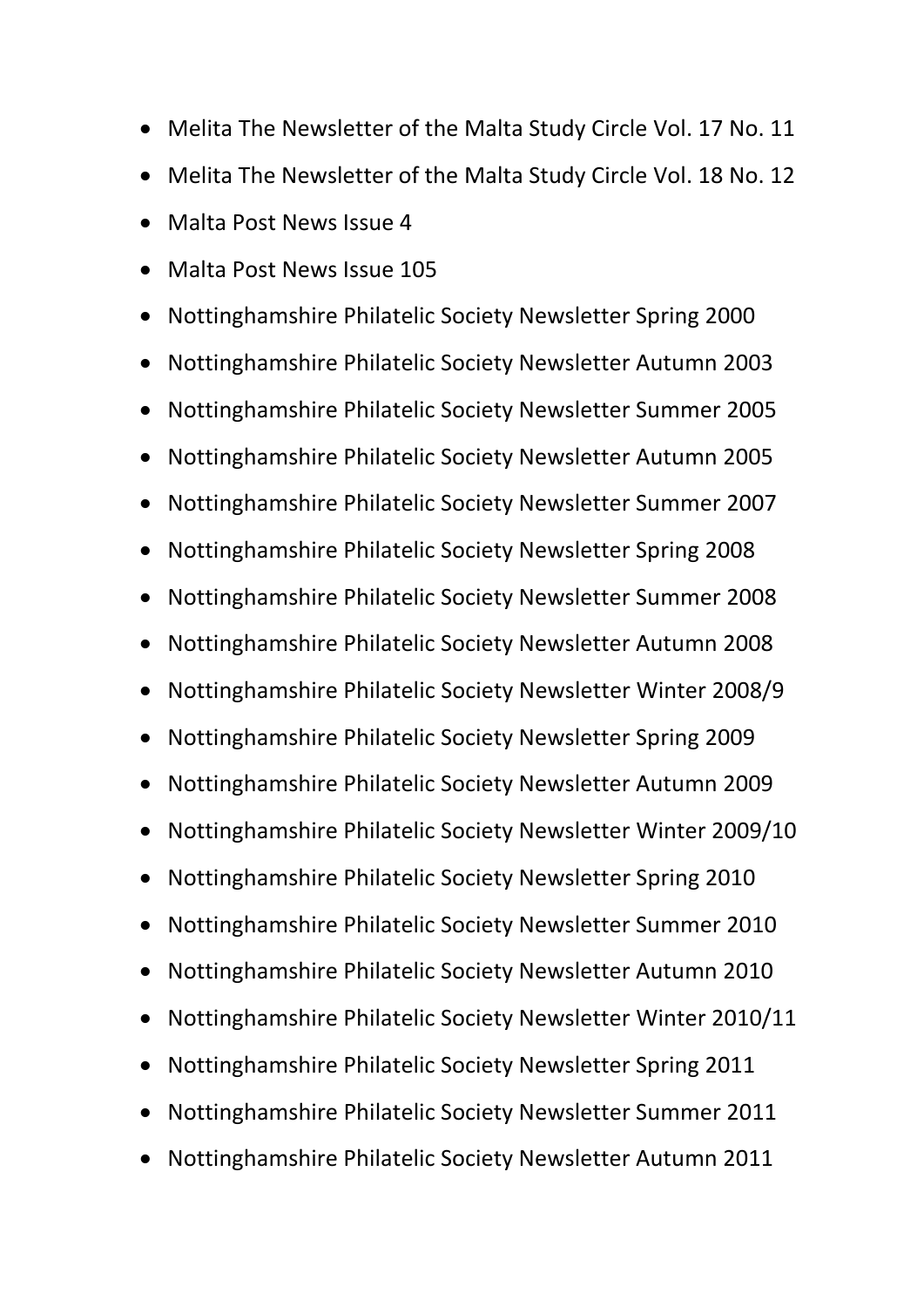- Melita The Newsletter of the Malta Study Circle Vol. 17 No. 11
- Melita The Newsletter of the Malta Study Circle Vol. 18 No. 12
- Malta Post News Issue 4
- Malta Post News Issue 105
- Nottinghamshire Philatelic Society Newsletter Spring 2000
- Nottinghamshire Philatelic Society Newsletter Autumn 2003
- Nottinghamshire Philatelic Society Newsletter Summer 2005
- Nottinghamshire Philatelic Society Newsletter Autumn 2005
- Nottinghamshire Philatelic Society Newsletter Summer 2007
- Nottinghamshire Philatelic Society Newsletter Spring 2008
- Nottinghamshire Philatelic Society Newsletter Summer 2008
- Nottinghamshire Philatelic Society Newsletter Autumn 2008
- Nottinghamshire Philatelic Society Newsletter Winter 2008/9
- Nottinghamshire Philatelic Society Newsletter Spring 2009
- Nottinghamshire Philatelic Society Newsletter Autumn 2009
- Nottinghamshire Philatelic Society Newsletter Winter 2009/10
- Nottinghamshire Philatelic Society Newsletter Spring 2010
- Nottinghamshire Philatelic Society Newsletter Summer 2010
- Nottinghamshire Philatelic Society Newsletter Autumn 2010
- Nottinghamshire Philatelic Society Newsletter Winter 2010/11
- Nottinghamshire Philatelic Society Newsletter Spring 2011
- Nottinghamshire Philatelic Society Newsletter Summer 2011
- Nottinghamshire Philatelic Society Newsletter Autumn 2011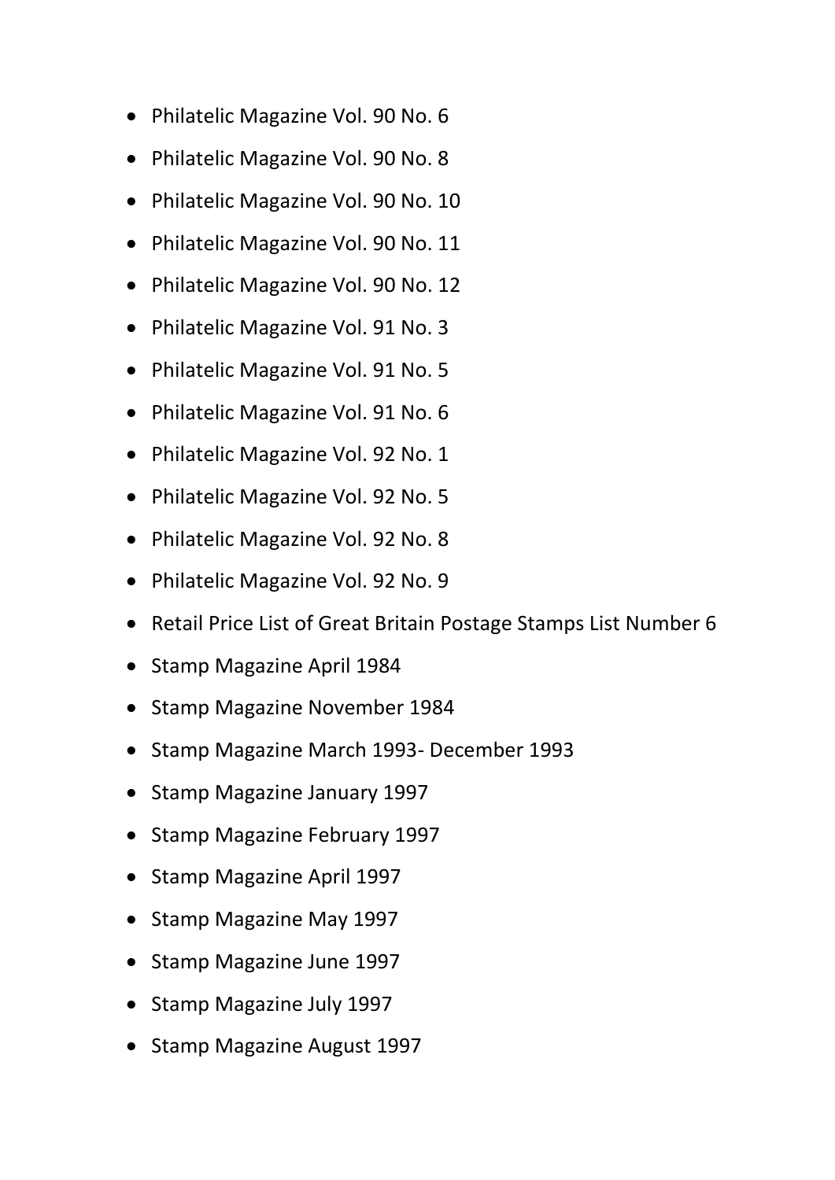- Philatelic Magazine Vol. 90 No. 6
- Philatelic Magazine Vol. 90 No. 8
- Philatelic Magazine Vol. 90 No. 10
- Philatelic Magazine Vol. 90 No. 11
- Philatelic Magazine Vol. 90 No. 12
- Philatelic Magazine Vol. 91 No. 3
- Philatelic Magazine Vol. 91 No. 5
- Philatelic Magazine Vol. 91 No. 6
- Philatelic Magazine Vol. 92 No. 1
- Philatelic Magazine Vol. 92 No. 5
- Philatelic Magazine Vol. 92 No. 8
- Philatelic Magazine Vol. 92 No. 9
- Retail Price List of Great Britain Postage Stamps List Number 6
- Stamp Magazine April 1984
- Stamp Magazine November 1984
- Stamp Magazine March 1993- December 1993
- Stamp Magazine January 1997
- Stamp Magazine February 1997
- Stamp Magazine April 1997
- Stamp Magazine May 1997
- Stamp Magazine June 1997
- Stamp Magazine July 1997
- Stamp Magazine August 1997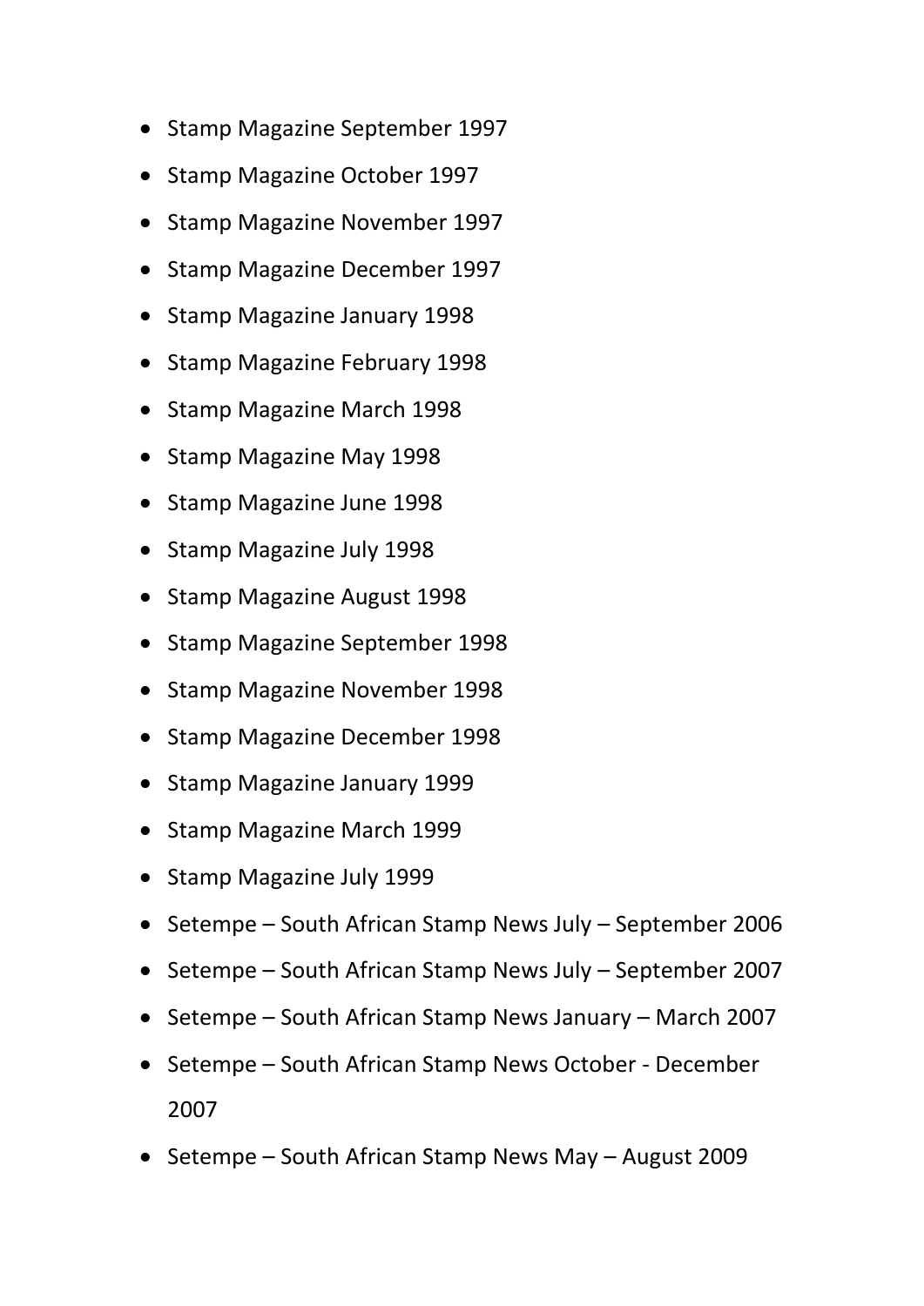- Stamp Magazine September 1997
- Stamp Magazine October 1997
- Stamp Magazine November 1997
- Stamp Magazine December 1997
- Stamp Magazine January 1998
- Stamp Magazine February 1998
- Stamp Magazine March 1998
- Stamp Magazine May 1998
- Stamp Magazine June 1998
- Stamp Magazine July 1998
- Stamp Magazine August 1998
- Stamp Magazine September 1998
- Stamp Magazine November 1998
- Stamp Magazine December 1998
- Stamp Magazine January 1999
- Stamp Magazine March 1999
- Stamp Magazine July 1999
- Setempe – South African Stamp News July – September 2006
- Setempe – South African Stamp News July – September 2007
- Setempe – South African Stamp News January – March 2007
- Setempe – South African Stamp News October - December 2007
- Setempe – South African Stamp News May – August 2009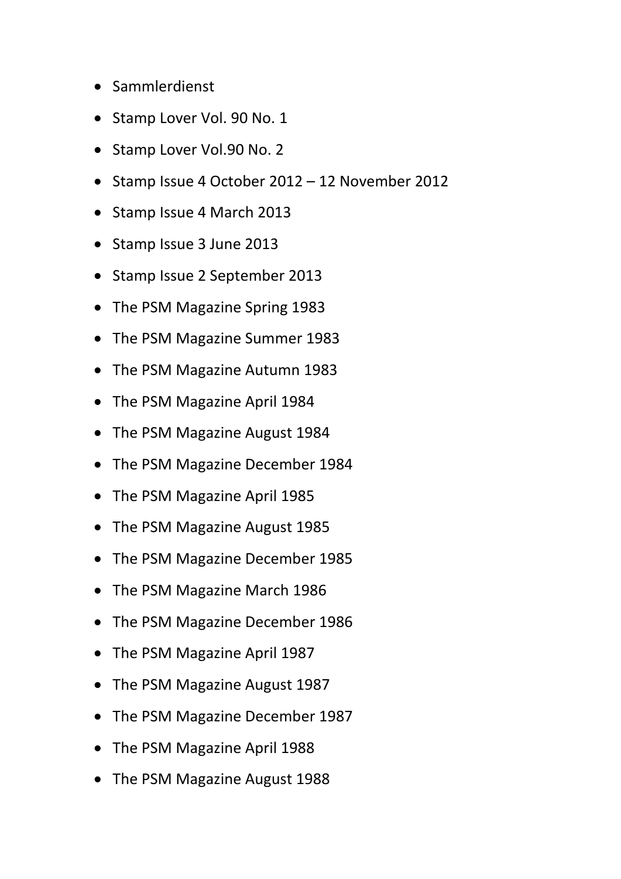- Sammlerdienst
- Stamp Lover Vol. 90 No. 1
- Stamp Lover Vol.90 No. 2
- Stamp Issue 4 October 2012 – 12 November 2012
- Stamp Issue 4 March 2013
- Stamp Issue 3 June 2013
- Stamp Issue 2 September 2013
- The PSM Magazine Spring 1983
- The PSM Magazine Summer 1983
- The PSM Magazine Autumn 1983
- The PSM Magazine April 1984
- The PSM Magazine August 1984
- The PSM Magazine December 1984
- The PSM Magazine April 1985
- The PSM Magazine August 1985
- The PSM Magazine December 1985
- The PSM Magazine March 1986
- The PSM Magazine December 1986
- The PSM Magazine April 1987
- The PSM Magazine August 1987
- The PSM Magazine December 1987
- The PSM Magazine April 1988
- The PSM Magazine August 1988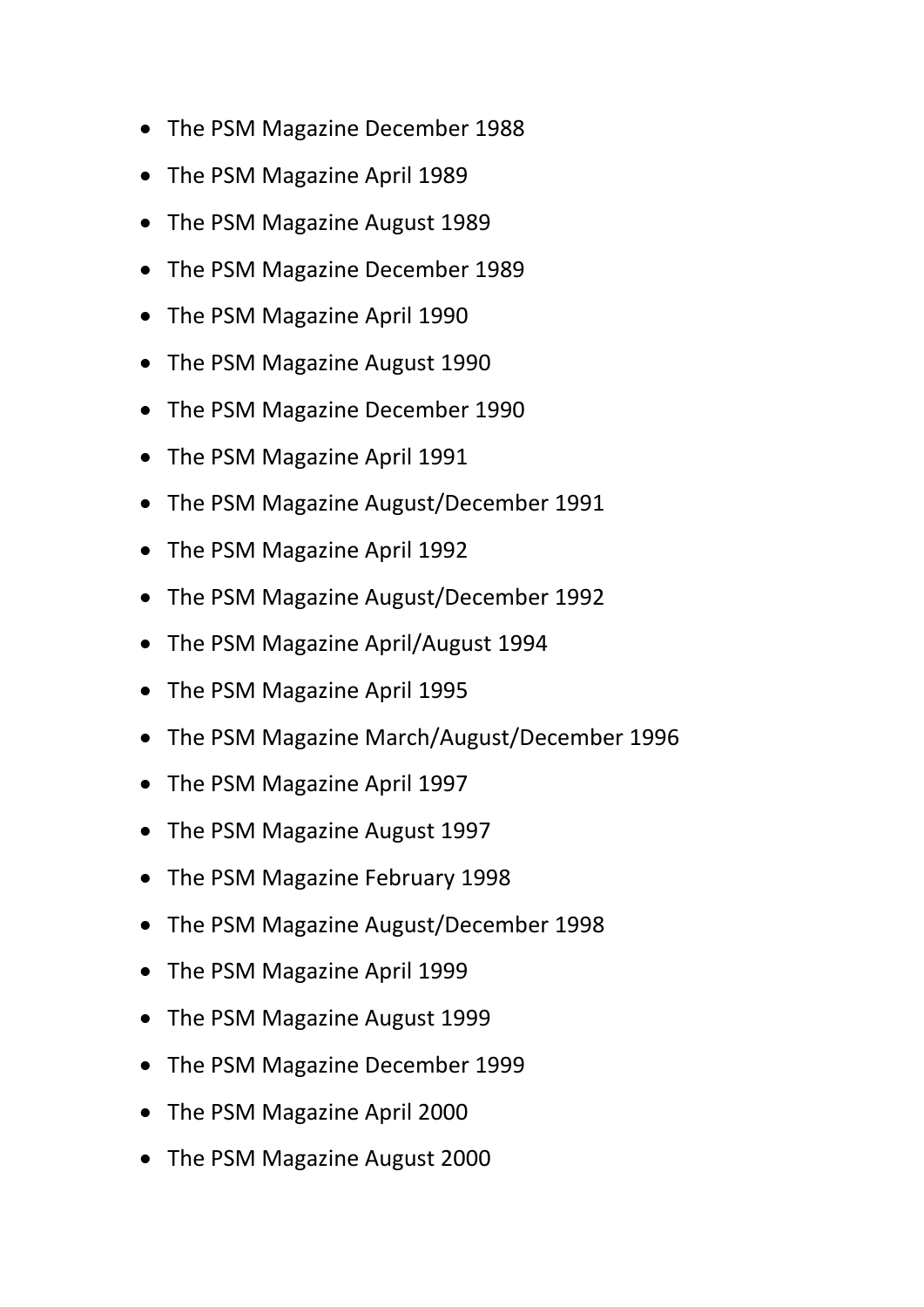- The PSM Magazine December 1988
- The PSM Magazine April 1989
- The PSM Magazine August 1989
- The PSM Magazine December 1989
- The PSM Magazine April 1990
- The PSM Magazine August 1990
- The PSM Magazine December 1990
- The PSM Magazine April 1991
- The PSM Magazine August/December 1991
- The PSM Magazine April 1992
- The PSM Magazine August/December 1992
- The PSM Magazine April/August 1994
- The PSM Magazine April 1995
- The PSM Magazine March/August/December 1996
- The PSM Magazine April 1997
- The PSM Magazine August 1997
- The PSM Magazine February 1998
- The PSM Magazine August/December 1998
- The PSM Magazine April 1999
- The PSM Magazine August 1999
- The PSM Magazine December 1999
- The PSM Magazine April 2000
- The PSM Magazine August 2000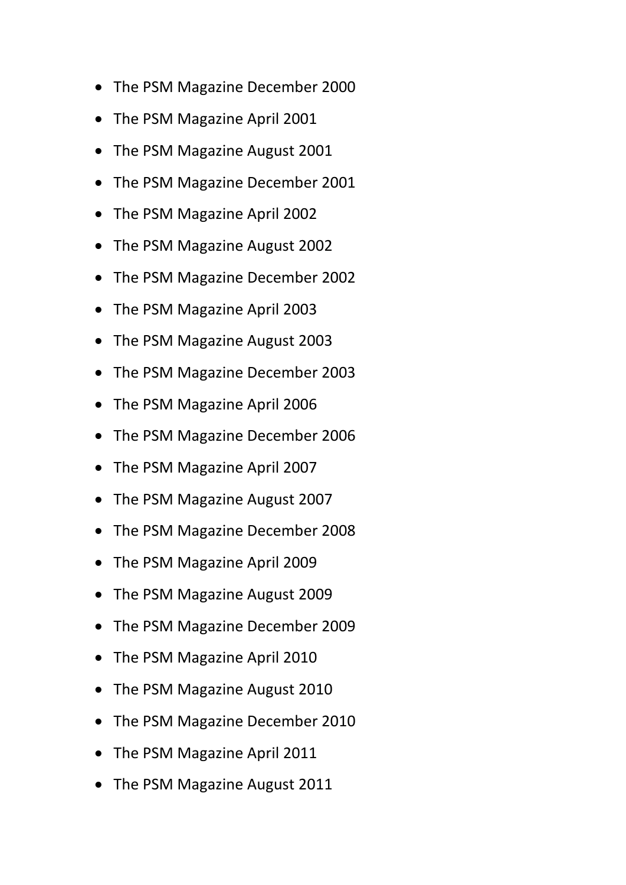- The PSM Magazine December 2000
- The PSM Magazine April 2001
- The PSM Magazine August 2001
- The PSM Magazine December 2001
- The PSM Magazine April 2002
- The PSM Magazine August 2002
- The PSM Magazine December 2002
- The PSM Magazine April 2003
- The PSM Magazine August 2003
- The PSM Magazine December 2003
- The PSM Magazine April 2006
- The PSM Magazine December 2006
- The PSM Magazine April 2007
- The PSM Magazine August 2007
- The PSM Magazine December 2008
- The PSM Magazine April 2009
- The PSM Magazine August 2009
- The PSM Magazine December 2009
- The PSM Magazine April 2010
- The PSM Magazine August 2010
- The PSM Magazine December 2010
- The PSM Magazine April 2011
- The PSM Magazine August 2011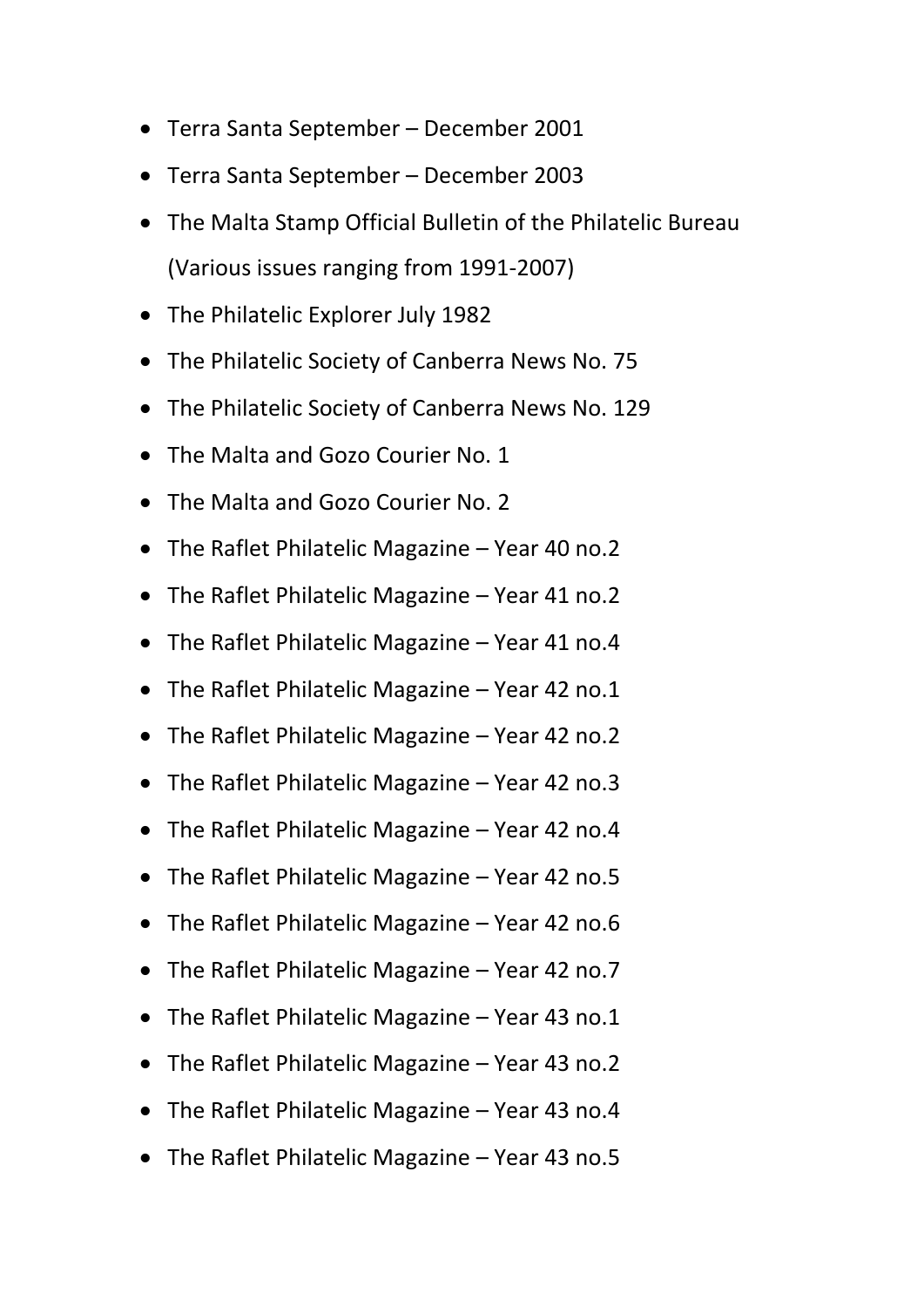- Terra Santa September – December 2001
- Terra Santa September – December 2003
- The Malta Stamp Official Bulletin of the Philatelic Bureau (Various issues ranging from 1991-2007)
- The Philatelic Explorer July 1982
- The Philatelic Society of Canberra News No. 75
- The Philatelic Society of Canberra News No. 129
- The Malta and Gozo Courier No. 1
- The Malta and Gozo Courier No. 2
- The Raflet Philatelic Magazine – Year 40 no.2
- The Raflet Philatelic Magazine – Year 41 no.2
- The Raflet Philatelic Magazine – Year 41 no.4
- The Raflet Philatelic Magazine – Year 42 no.1
- The Raflet Philatelic Magazine – Year 42 no.2
- The Raflet Philatelic Magazine – Year 42 no.3
- The Raflet Philatelic Magazine – Year 42 no.4
- The Raflet Philatelic Magazine – Year 42 no.5
- The Raflet Philatelic Magazine – Year 42 no.6
- The Raflet Philatelic Magazine – Year 42 no.7
- The Raflet Philatelic Magazine – Year 43 no.1
- The Raflet Philatelic Magazine – Year 43 no.2
- The Raflet Philatelic Magazine – Year 43 no.4
- The Raflet Philatelic Magazine – Year 43 no.5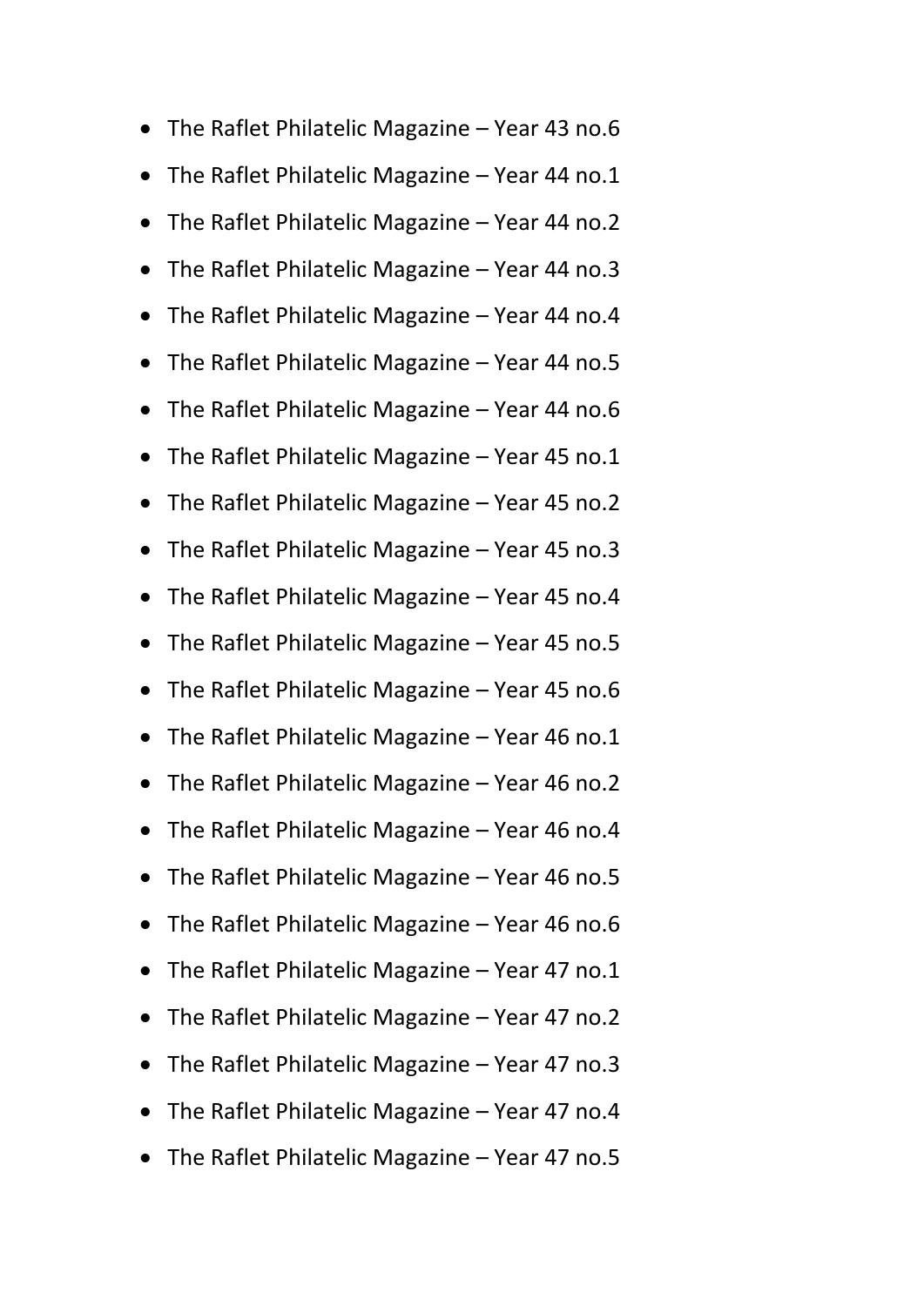- The Raflet Philatelic Magazine – Year 43 no.6
- The Raflet Philatelic Magazine – Year 44 no.1
- The Raflet Philatelic Magazine – Year 44 no.2
- The Raflet Philatelic Magazine – Year 44 no.3
- The Raflet Philatelic Magazine – Year 44 no.4
- The Raflet Philatelic Magazine – Year 44 no.5
- The Raflet Philatelic Magazine – Year 44 no.6
- The Raflet Philatelic Magazine – Year 45 no.1
- The Raflet Philatelic Magazine – Year 45 no.2
- The Raflet Philatelic Magazine – Year 45 no.3
- The Raflet Philatelic Magazine – Year 45 no.4
- The Raflet Philatelic Magazine – Year 45 no.5
- The Raflet Philatelic Magazine – Year 45 no.6
- The Raflet Philatelic Magazine – Year 46 no.1
- The Raflet Philatelic Magazine – Year 46 no.2
- The Raflet Philatelic Magazine – Year 46 no.4
- The Raflet Philatelic Magazine – Year 46 no.5
- The Raflet Philatelic Magazine – Year 46 no.6
- The Raflet Philatelic Magazine – Year 47 no.1
- The Raflet Philatelic Magazine – Year 47 no.2
- The Raflet Philatelic Magazine – Year 47 no.3
- The Raflet Philatelic Magazine – Year 47 no.4
- The Raflet Philatelic Magazine – Year 47 no.5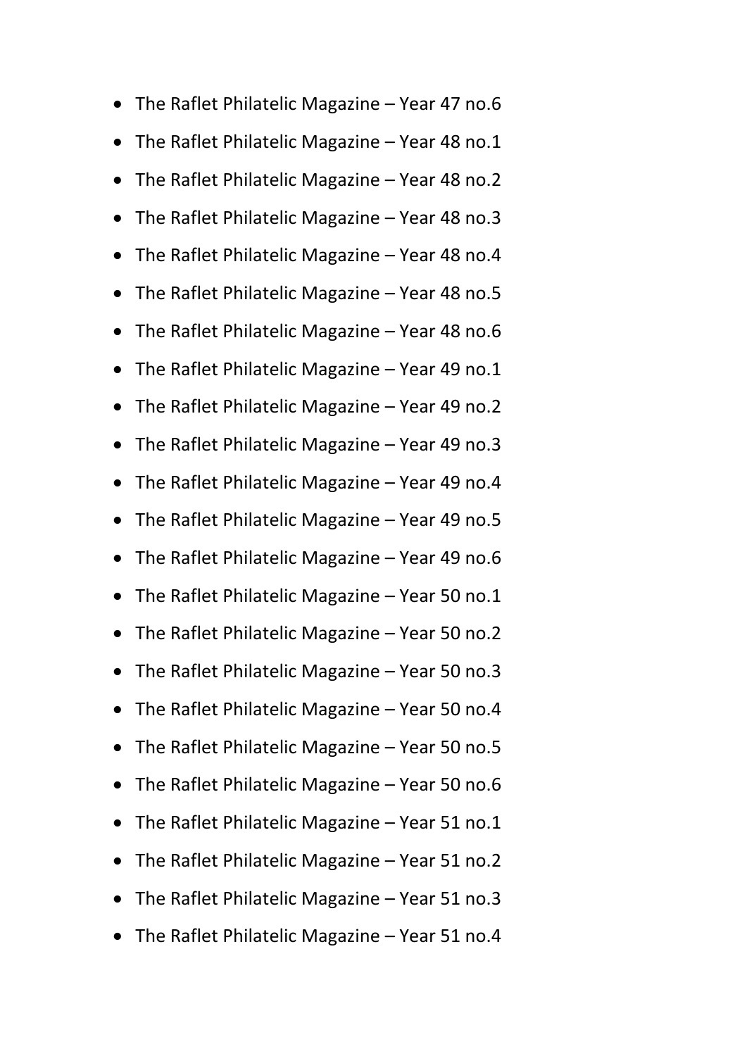- The Raflet Philatelic Magazine – Year 47 no.6
- The Raflet Philatelic Magazine – Year 48 no.1
- The Raflet Philatelic Magazine – Year 48 no.2
- The Raflet Philatelic Magazine – Year 48 no.3
- The Raflet Philatelic Magazine – Year 48 no.4
- The Raflet Philatelic Magazine – Year 48 no.5
- The Raflet Philatelic Magazine – Year 48 no.6
- The Raflet Philatelic Magazine – Year 49 no.1
- The Raflet Philatelic Magazine – Year 49 no.2
- The Raflet Philatelic Magazine – Year 49 no.3
- The Raflet Philatelic Magazine – Year 49 no.4
- The Raflet Philatelic Magazine – Year 49 no.5
- The Raflet Philatelic Magazine – Year 49 no.6
- The Raflet Philatelic Magazine – Year 50 no.1
- The Raflet Philatelic Magazine – Year 50 no.2
- The Raflet Philatelic Magazine – Year 50 no.3
- The Raflet Philatelic Magazine – Year 50 no.4
- The Raflet Philatelic Magazine – Year 50 no.5
- The Raflet Philatelic Magazine – Year 50 no.6
- The Raflet Philatelic Magazine – Year 51 no.1
- The Raflet Philatelic Magazine – Year 51 no.2
- The Raflet Philatelic Magazine – Year 51 no.3
- The Raflet Philatelic Magazine – Year 51 no.4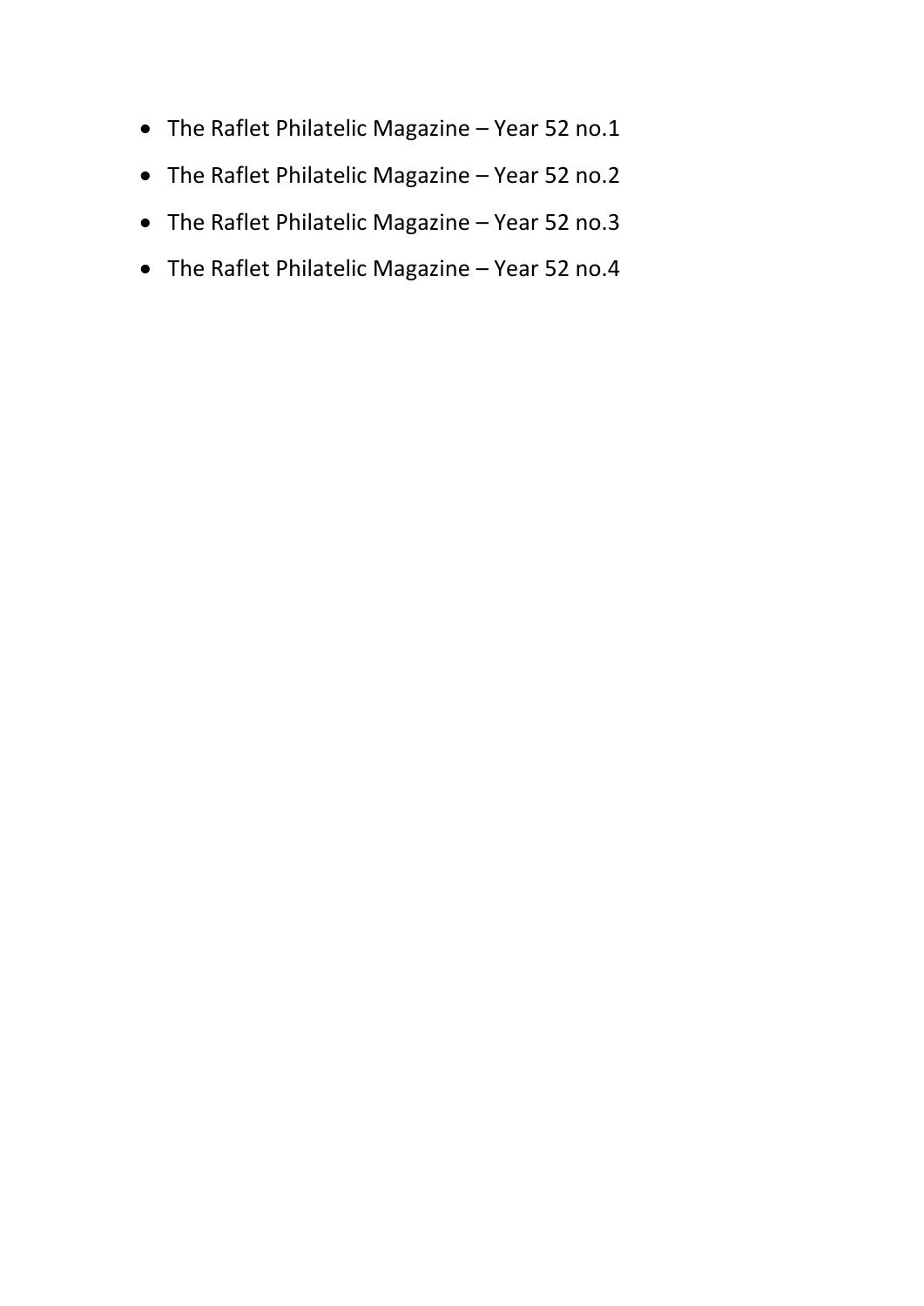- The Raflet Philatelic Magazine – Year 52 no.1
- The Raflet Philatelic Magazine – Year 52 no.2
- The Raflet Philatelic Magazine – Year 52 no.3
- The Raflet Philatelic Magazine – Year 52 no.4